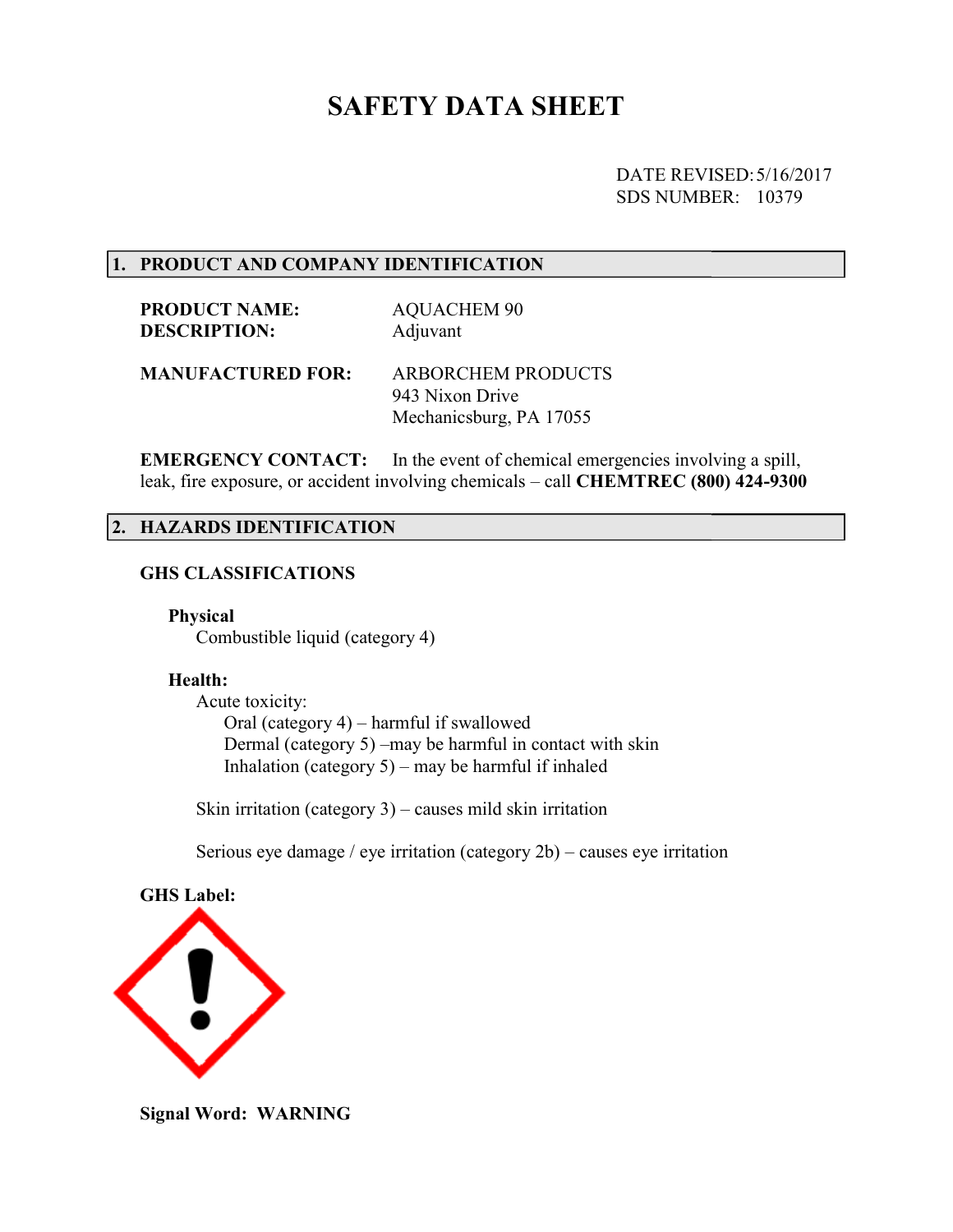# SAFETY DATA SHEET

DATE REVISED: 5/16/2017
SDS NUMBER: 10379

## 1. PRODUCT AND COMPANY IDENTIFICATION

**PRODUCT NAME:** AQUACHEM 90
**DESCRIPTION:** Adjuvant

**MANUFACTURED FOR:** ARBORCHEM PRODUCTS
943 Nixon Drive
Mechanicsburg, PA 17055

**EMERGENCY CONTACT:** In the event of chemical emergencies involving a spill, leak, fire exposure, or accident involving chemicals – call **CHEMTREC (800) 424-9300**

## 2. HAZARDS IDENTIFICATION

### GHS CLASSIFICATIONS

**Physical**

Combustible liquid (category 4)

**Health:**

Acute toxicity:

- Oral (category 4) – harmful if swallowed
- Dermal (category 5) –may be harmful in contact with skin
- Inhalation (category 5) – may be harmful if inhaled

Skin irritation (category 3) – causes mild skin irritation

Serious eye damage / eye irritation (category 2b) – causes eye irritation

**GHS Label:**

**Signal Word: WARNING**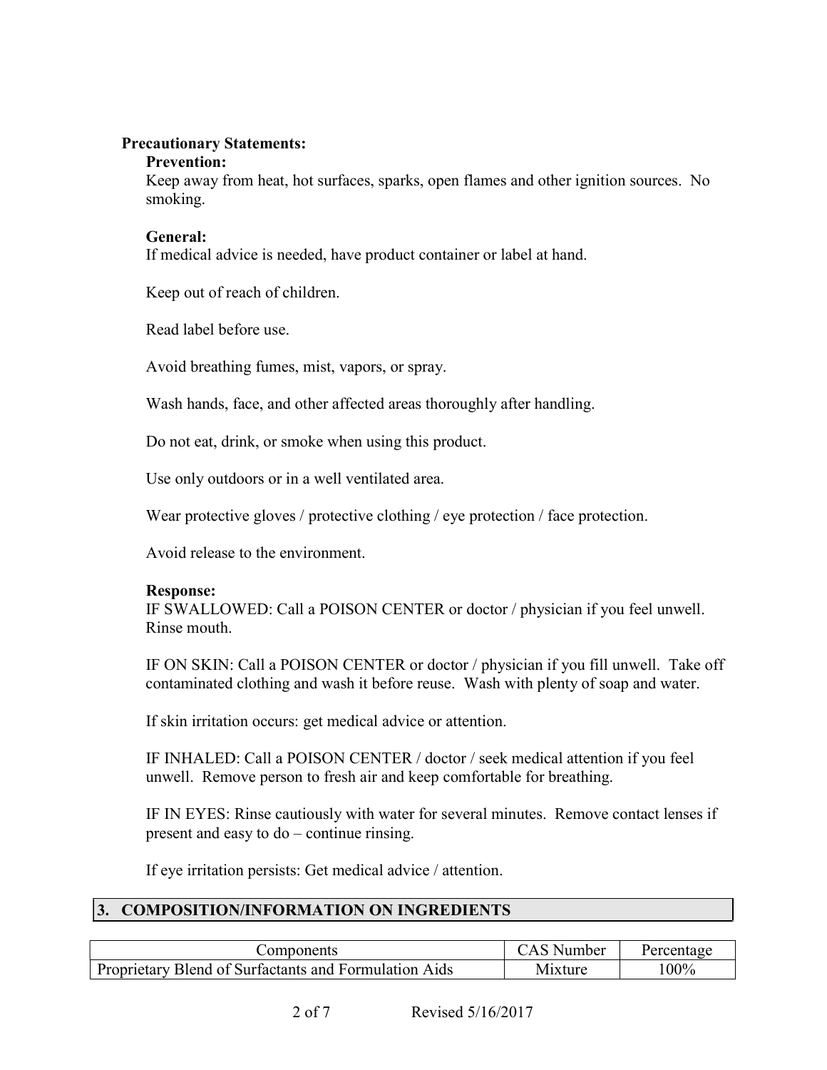**Precautionary Statements:**

**Prevention:**

Keep away from heat, hot surfaces, sparks, open flames and other ignition sources. No smoking.

**General:**

If medical advice is needed, have product container or label at hand.

Keep out of reach of children.

Read label before use.

Avoid breathing fumes, mist, vapors, or spray.

Wash hands, face, and other affected areas thoroughly after handling.

Do not eat, drink, or smoke when using this product.

Use only outdoors or in a well ventilated area.

Wear protective gloves / protective clothing / eye protection / face protection.

Avoid release to the environment.

**Response:**

IF SWALLOWED: Call a POISON CENTER or doctor / physician if you feel unwell. Rinse mouth.

IF ON SKIN: Call a POISON CENTER or doctor / physician if you fill unwell. Take off contaminated clothing and wash it before reuse. Wash with plenty of soap and water.

If skin irritation occurs: get medical advice or attention.

IF INHALED: Call a POISON CENTER / doctor / seek medical attention if you feel unwell. Remove person to fresh air and keep comfortable for breathing.

IF IN EYES: Rinse cautiously with water for several minutes. Remove contact lenses if present and easy to do – continue rinsing.

If eye irritation persists: Get medical advice / attention.

## 3. COMPOSITION/INFORMATION ON INGREDIENTS

| Components | CAS Number | Percentage |
|---|---|---|
| Proprietary Blend of Surfactants and Formulation Aids | Mixture | 100% |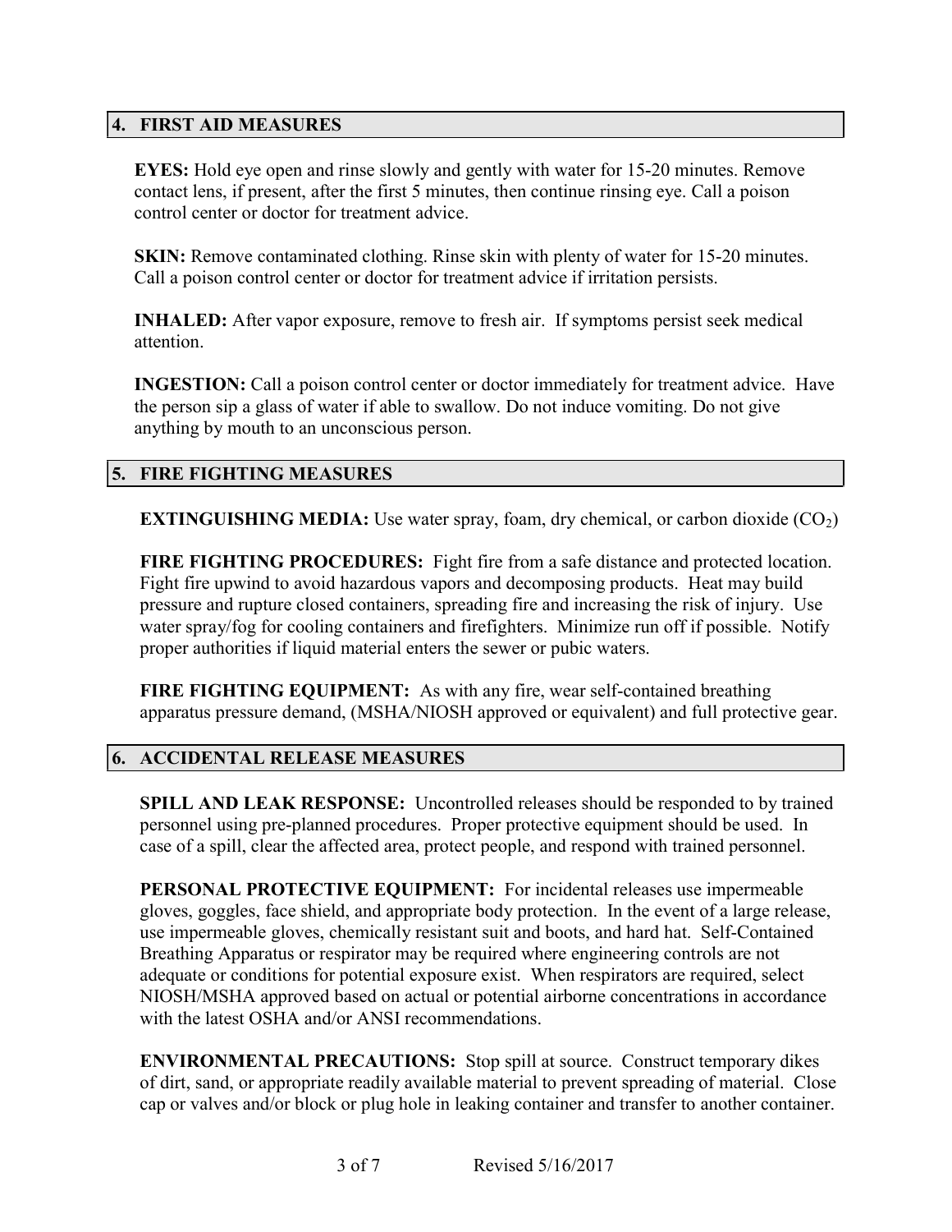## 4. FIRST AID MEASURES

**EYES:** Hold eye open and rinse slowly and gently with water for 15-20 minutes. Remove contact lens, if present, after the first 5 minutes, then continue rinsing eye. Call a poison control center or doctor for treatment advice.

**SKIN:** Remove contaminated clothing. Rinse skin with plenty of water for 15-20 minutes. Call a poison control center or doctor for treatment advice if irritation persists.

**INHALED:** After vapor exposure, remove to fresh air. If symptoms persist seek medical attention.

**INGESTION:** Call a poison control center or doctor immediately for treatment advice. Have the person sip a glass of water if able to swallow. Do not induce vomiting. Do not give anything by mouth to an unconscious person.

## 5. FIRE FIGHTING MEASURES

**EXTINGUISHING MEDIA:** Use water spray, foam, dry chemical, or carbon dioxide ($CO_2$)

**FIRE FIGHTING PROCEDURES:** Fight fire from a safe distance and protected location. Fight fire upwind to avoid hazardous vapors and decomposing products. Heat may build pressure and rupture closed containers, spreading fire and increasing the risk of injury. Use water spray/fog for cooling containers and firefighters. Minimize run off if possible. Notify proper authorities if liquid material enters the sewer or pubic waters.

**FIRE FIGHTING EQUIPMENT:** As with any fire, wear self-contained breathing apparatus pressure demand, (MSHA/NIOSH approved or equivalent) and full protective gear.

## 6. ACCIDENTAL RELEASE MEASURES

**SPILL AND LEAK RESPONSE:** Uncontrolled releases should be responded to by trained personnel using pre-planned procedures. Proper protective equipment should be used. In case of a spill, clear the affected area, protect people, and respond with trained personnel.

**PERSONAL PROTECTIVE EQUIPMENT:** For incidental releases use impermeable gloves, goggles, face shield, and appropriate body protection. In the event of a large release, use impermeable gloves, chemically resistant suit and boots, and hard hat. Self-Contained Breathing Apparatus or respirator may be required where engineering controls are not adequate or conditions for potential exposure exist. When respirators are required, select NIOSH/MSHA approved based on actual or potential airborne concentrations in accordance with the latest OSHA and/or ANSI recommendations.

**ENVIRONMENTAL PRECAUTIONS:** Stop spill at source. Construct temporary dikes of dirt, sand, or appropriate readily available material to prevent spreading of material. Close cap or valves and/or block or plug hole in leaking container and transfer to another container.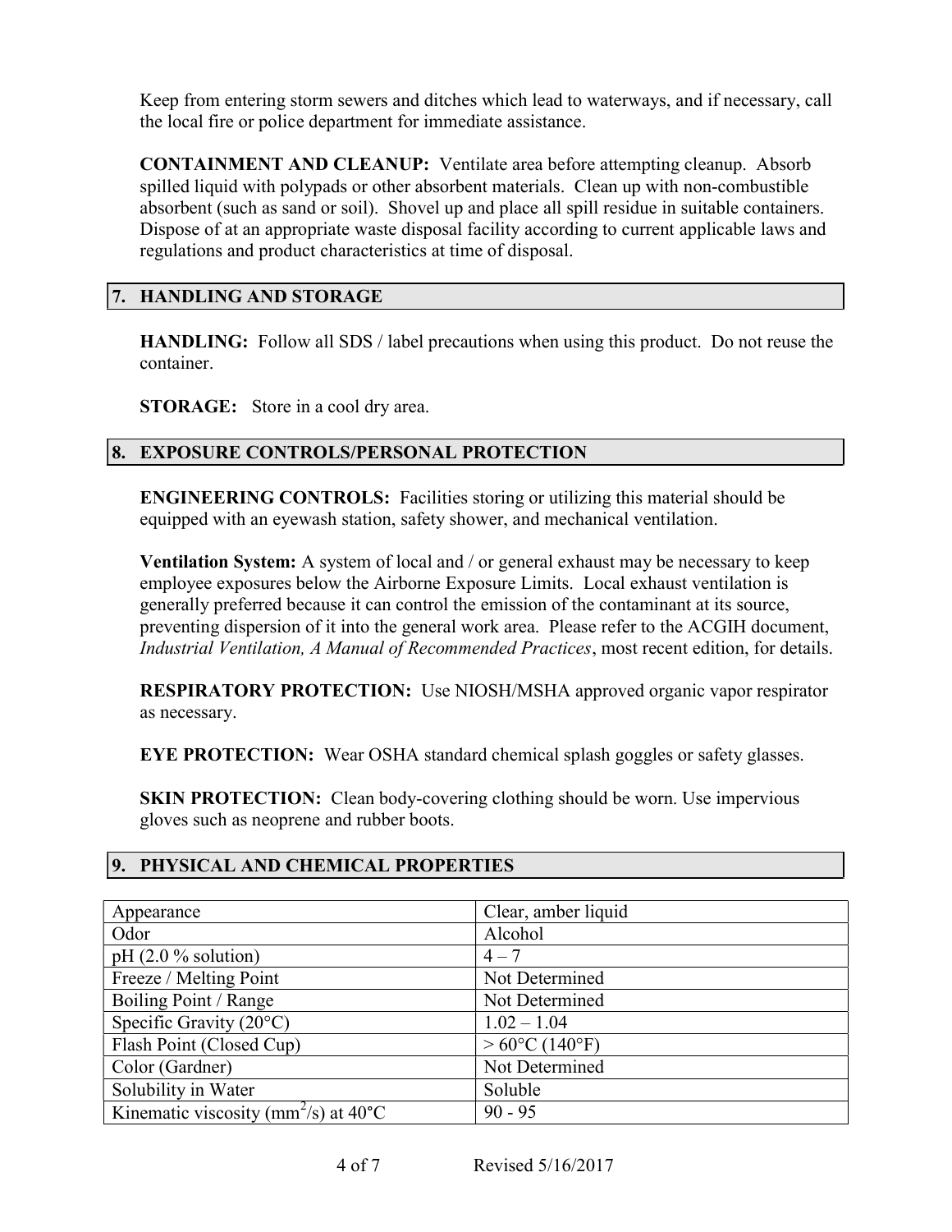Keep from entering storm sewers and ditches which lead to waterways, and if necessary, call the local fire or police department for immediate assistance.

**CONTAINMENT AND CLEANUP:** Ventilate area before attempting cleanup. Absorb spilled liquid with polypads or other absorbent materials. Clean up with non-combustible absorbent (such as sand or soil). Shovel up and place all spill residue in suitable containers. Dispose of at an appropriate waste disposal facility according to current applicable laws and regulations and product characteristics at time of disposal.

## 7. HANDLING AND STORAGE

**HANDLING:** Follow all SDS / label precautions when using this product. Do not reuse the container.

**STORAGE:** Store in a cool dry area.

## 8. EXPOSURE CONTROLS/PERSONAL PROTECTION

**ENGINEERING CONTROLS:** Facilities storing or utilizing this material should be equipped with an eyewash station, safety shower, and mechanical ventilation.

**Ventilation System:** A system of local and / or general exhaust may be necessary to keep employee exposures below the Airborne Exposure Limits. Local exhaust ventilation is generally preferred because it can control the emission of the contaminant at its source, preventing dispersion of it into the general work area. Please refer to the ACGIH document, *Industrial Ventilation, A Manual of Recommended Practices*, most recent edition, for details.

**RESPIRATORY PROTECTION:** Use NIOSH/MSHA approved organic vapor respirator as necessary.

**EYE PROTECTION:** Wear OSHA standard chemical splash goggles or safety glasses.

**SKIN PROTECTION:** Clean body-covering clothing should be worn. Use impervious gloves such as neoprene and rubber boots.

## 9. PHYSICAL AND CHEMICAL PROPERTIES

| Property | Value |
|---|---|
| Appearance | Clear, amber liquid |
| Odor | Alcohol |
| pH (2.0 % solution) | 4 – 7 |
| Freeze / Melting Point | Not Determined |
| Boiling Point / Range | Not Determined |
| Specific Gravity (20°C) | 1.02 – 1.04 |
| Flash Point (Closed Cup) | > 60°C (140°F) |
| Color (Gardner) | Not Determined |
| Solubility in Water | Soluble |
| Kinematic viscosity ($mm^2/s$) at 40°C | 90 - 95 |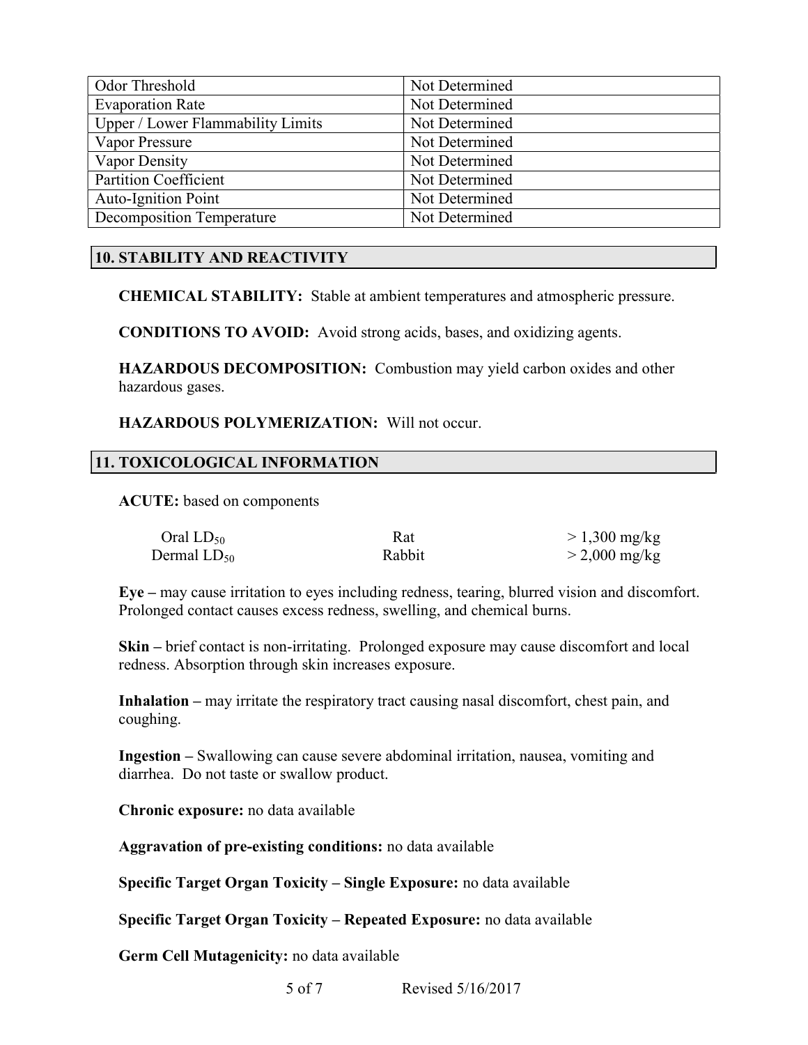| Odor Threshold | Not Determined |
|---|---|
| Evaporation Rate | Not Determined |
| Upper / Lower Flammability Limits | Not Determined |
| Vapor Pressure | Not Determined |
| Vapor Density | Not Determined |
| Partition Coefficient | Not Determined |
| Auto-Ignition Point | Not Determined |
| Decomposition Temperature | Not Determined |

## 10. STABILITY AND REACTIVITY

**CHEMICAL STABILITY:** Stable at ambient temperatures and atmospheric pressure.

**CONDITIONS TO AVOID:** Avoid strong acids, bases, and oxidizing agents.

**HAZARDOUS DECOMPOSITION:** Combustion may yield carbon oxides and other hazardous gases.

**HAZARDOUS POLYMERIZATION:** Will not occur.

## 11. TOXICOLOGICAL INFORMATION

**ACUTE:** based on components

| | | |
|---|---|---|
| Oral $LD_{50}$ | Rat | > 1,300 mg/kg |
| Dermal $LD_{50}$ | Rabbit | > 2,000 mg/kg |

**Eye –** may cause irritation to eyes including redness, tearing, blurred vision and discomfort. Prolonged contact causes excess redness, swelling, and chemical burns.

**Skin –** brief contact is non-irritating. Prolonged exposure may cause discomfort and local redness. Absorption through skin increases exposure.

**Inhalation –** may irritate the respiratory tract causing nasal discomfort, chest pain, and coughing.

**Ingestion –** Swallowing can cause severe abdominal irritation, nausea, vomiting and diarrhea. Do not taste or swallow product.

**Chronic exposure:** no data available

**Aggravation of pre-existing conditions:** no data available

**Specific Target Organ Toxicity – Single Exposure:** no data available

**Specific Target Organ Toxicity – Repeated Exposure:** no data available

**Germ Cell Mutagenicity:** no data available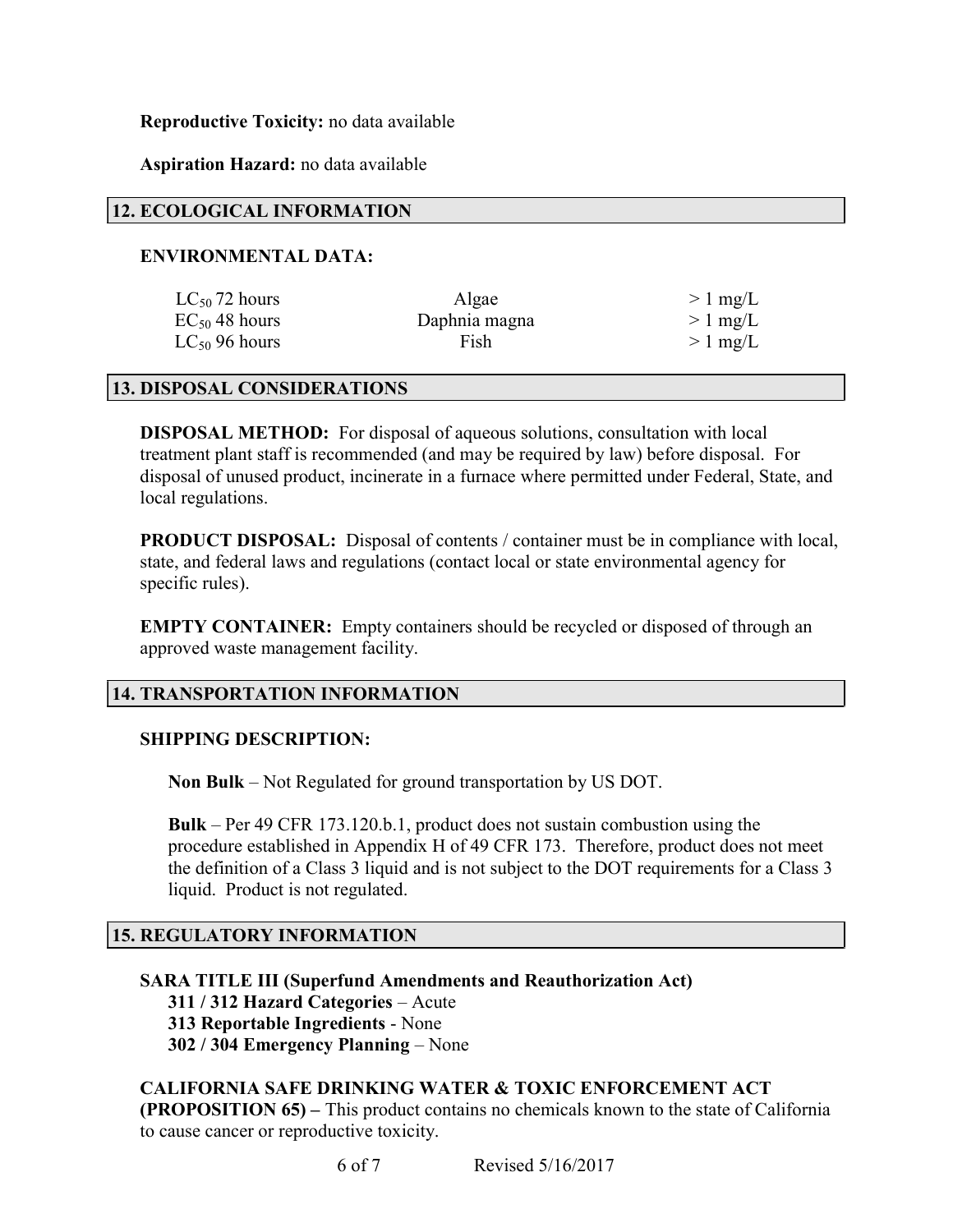**Reproductive Toxicity:** no data available

**Aspiration Hazard:** no data available

## 12. ECOLOGICAL INFORMATION

**ENVIRONMENTAL DATA:**

| | | |
|---|---|---|
| $LC_{50}$ 72 hours | Algae | > 1 mg/L |
| $EC_{50}$ 48 hours | Daphnia magna | > 1 mg/L |
| $LC_{50}$ 96 hours | Fish | > 1 mg/L |

## 13. DISPOSAL CONSIDERATIONS

**DISPOSAL METHOD:** For disposal of aqueous solutions, consultation with local treatment plant staff is recommended (and may be required by law) before disposal. For disposal of unused product, incinerate in a furnace where permitted under Federal, State, and local regulations.

**PRODUCT DISPOSAL:** Disposal of contents / container must be in compliance with local, state, and federal laws and regulations (contact local or state environmental agency for specific rules).

**EMPTY CONTAINER:** Empty containers should be recycled or disposed of through an approved waste management facility.

## 14. TRANSPORTATION INFORMATION

**SHIPPING DESCRIPTION:**

**Non Bulk** – Not Regulated for ground transportation by US DOT.

**Bulk** – Per 49 CFR 173.120.b.1, product does not sustain combustion using the procedure established in Appendix H of 49 CFR 173. Therefore, product does not meet the definition of a Class 3 liquid and is not subject to the DOT requirements for a Class 3 liquid. Product is not regulated.

## 15. REGULATORY INFORMATION

**SARA TITLE III (Superfund Amendments and Reauthorization Act)**
**311 / 312 Hazard Categories** – Acute
**313 Reportable Ingredients** - None
**302 / 304 Emergency Planning** – None

**CALIFORNIA SAFE DRINKING WATER & TOXIC ENFORCEMENT ACT (PROPOSITION 65) –** This product contains no chemicals known to the state of California to cause cancer or reproductive toxicity.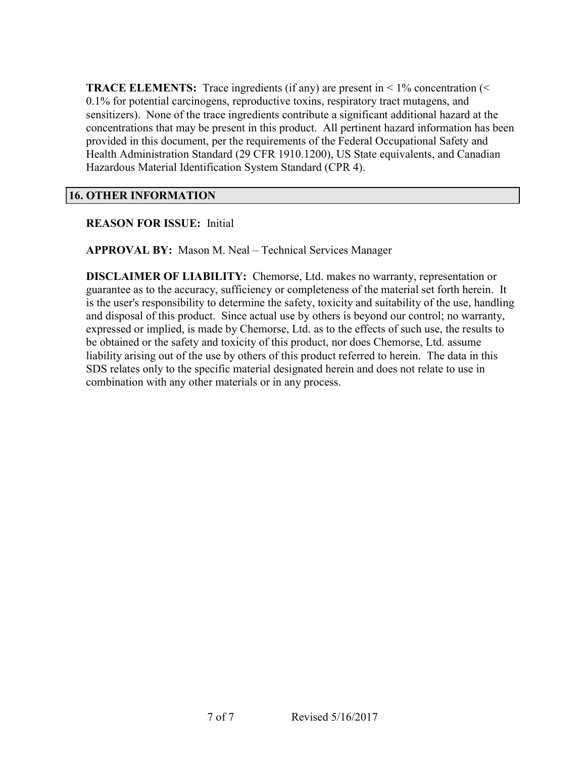**TRACE ELEMENTS:** Trace ingredients (if any) are present in < 1% concentration (< 0.1% for potential carcinogens, reproductive toxins, respiratory tract mutagens, and sensitizers). None of the trace ingredients contribute a significant additional hazard at the concentrations that may be present in this product. All pertinent hazard information has been provided in this document, per the requirements of the Federal Occupational Safety and Health Administration Standard (29 CFR 1910.1200), US State equivalents, and Canadian Hazardous Material Identification System Standard (CPR 4).

## 16. OTHER INFORMATION

**REASON FOR ISSUE:** Initial

**APPROVAL BY:** Mason M. Neal – Technical Services Manager

**DISCLAIMER OF LIABILITY:** Chemorse, Ltd. makes no warranty, representation or guarantee as to the accuracy, sufficiency or completeness of the material set forth herein. It is the user's responsibility to determine the safety, toxicity and suitability of the use, handling and disposal of this product. Since actual use by others is beyond our control; no warranty, expressed or implied, is made by Chemorse, Ltd. as to the effects of such use, the results to be obtained or the safety and toxicity of this product, nor does Chemorse, Ltd. assume liability arising out of the use by others of this product referred to herein. The data in this SDS relates only to the specific material designated herein and does not relate to use in combination with any other materials or in any process.